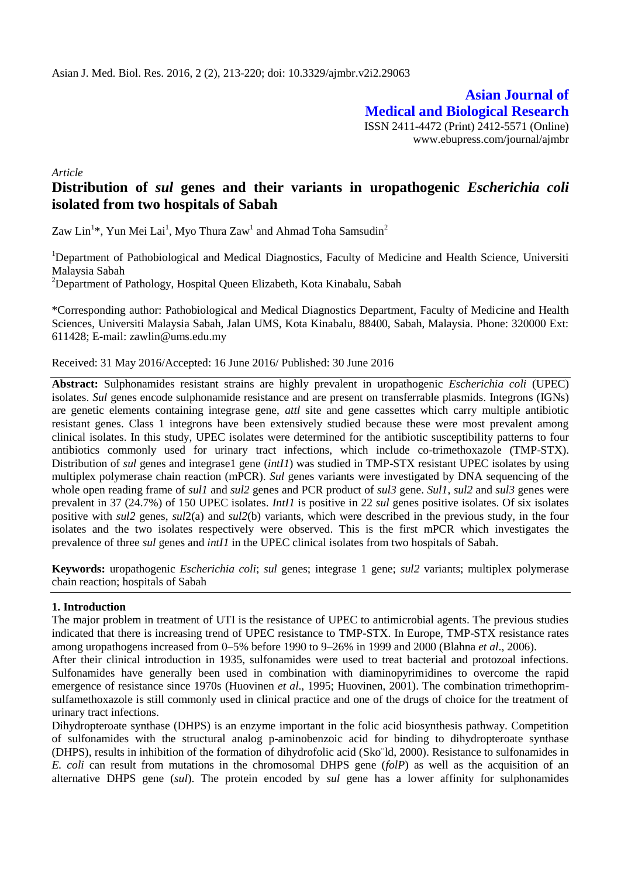**Asian Journal of Medical and Biological Research**

ISSN 2411-4472 (Print) 2412-5571 (Online)
www.ebupress.com/journal/ajmbr

*Article*

# Distribution of *sul* genes and their variants in uropathogenic *Escherichia coli* isolated from two hospitals of Sabah

Zaw Lin[1]*, Yun Mei Lai[1], Myo Thura Zaw[1] and Ahmad Toha Samsudin[2]

[1]Department of Pathobiological and Medical Diagnostics, Faculty of Medicine and Health Science, Universiti Malaysia Sabah

[2]Department of Pathology, Hospital Queen Elizabeth, Kota Kinabalu, Sabah

*Corresponding author: Pathobiological and Medical Diagnostics Department, Faculty of Medicine and Health Sciences, Universiti Malaysia Sabah, Jalan UMS, Kota Kinabalu, 88400, Sabah, Malaysia. Phone: 320000 Ext: 611428; E-mail: zawlin@ums.edu.my

Received: 31 May 2016/Accepted: 16 June 2016/ Published: 30 June 2016

**Abstract:** Sulphonamides resistant strains are highly prevalent in uropathogenic *Escherichia coli* (UPEC) isolates. *Sul* genes encode sulphonamide resistance and are present on transferrable plasmids. Integrons (IGNs) are genetic elements containing integrase gene, *attl* site and gene cassettes which carry multiple antibiotic resistant genes. Class 1 integrons have been extensively studied because these were most prevalent among clinical isolates. In this study, UPEC isolates were determined for the antibiotic susceptibility patterns to four antibiotics commonly used for urinary tract infections, which include co-trimethoxazole (TMP-STX). Distribution of *sul* genes and integrase1 gene (*intI1*) was studied in TMP-STX resistant UPEC isolates by using multiplex polymerase chain reaction (mPCR). *Sul* genes variants were investigated by DNA sequencing of the whole open reading frame of *sul1* and *sul2* genes and PCR product of *sul3* gene. *Sul1*, *sul2* and *sul3* genes were prevalent in 37 (24.7%) of 150 UPEC isolates. *IntI1* is positive in 22 *sul* genes positive isolates. Of six isolates positive with *sul2* genes, *sul*2(a) and *sul2*(b) variants, which were described in the previous study, in the four isolates and the two isolates respectively were observed. This is the first mPCR which investigates the prevalence of three *sul* genes and *intI1* in the UPEC clinical isolates from two hospitals of Sabah.

**Keywords:** uropathogenic *Escherichia coli*; *sul* genes; integrase 1 gene; *sul2* variants; multiplex polymerase chain reaction; hospitals of Sabah

## 1. Introduction

The major problem in treatment of UTI is the resistance of UPEC to antimicrobial agents. The previous studies indicated that there is increasing trend of UPEC resistance to TMP-STX. In Europe, TMP-STX resistance rates among uropathogens increased from 0–5% before 1990 to 9–26% in 1999 and 2000 (Blahna *et al*., 2006).

After their clinical introduction in 1935, sulfonamides were used to treat bacterial and protozoal infections. Sulfonamides have generally been used in combination with diaminopyrimidines to overcome the rapid emergence of resistance since 1970s (Huovinen *et al*., 1995; Huovinen, 2001). The combination trimethoprim-sulfamethoxazole is still commonly used in clinical practice and one of the drugs of choice for the treatment of urinary tract infections.

Dihydropteroate synthase (DHPS) is an enzyme important in the folic acid biosynthesis pathway. Competition of sulfonamides with the structural analog p-aminobenzoic acid for binding to dihydropteroate synthase (DHPS), results in inhibition of the formation of dihydrofolic acid (Sko¨ld, 2000). Resistance to sulfonamides in *E. coli* can result from mutations in the chromosomal DHPS gene (*folP*) as well as the acquisition of an alternative DHPS gene (*sul*). The protein encoded by *sul* gene has a lower affinity for sulphonamides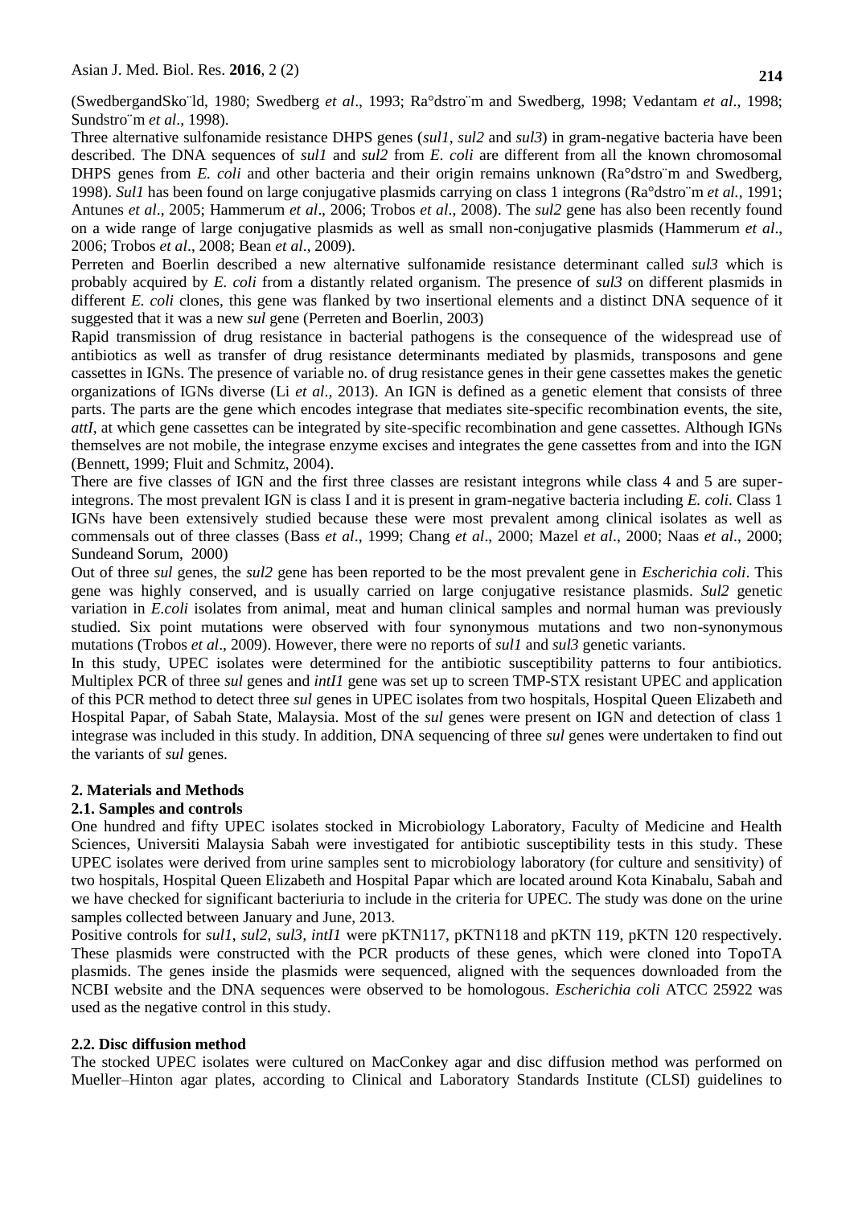(SwedbergandSko¨ld, 1980; Swedberg *et al*., 1993; Ra°dstro¨m and Swedberg, 1998; Vedantam *et al*., 1998; Sundstro¨m *et al*., 1998).

Three alternative sulfonamide resistance DHPS genes (*sul1*, *sul2* and *sul3*) in gram-negative bacteria have been described. The DNA sequences of *sul1* and *sul2* from *E. coli* are different from all the known chromosomal DHPS genes from *E. coli* and other bacteria and their origin remains unknown (Ra°dstro¨m and Swedberg, 1998). *Sul1* has been found on large conjugative plasmids carrying on class 1 integrons (Ra°dstro¨m *et al.*, 1991; Antunes *et al*., 2005; Hammerum *et al*., 2006; Trobos *et al*., 2008). The *sul2* gene has also been recently found on a wide range of large conjugative plasmids as well as small non-conjugative plasmids (Hammerum *et al*., 2006; Trobos *et al*., 2008; Bean *et al*., 2009).

Perreten and Boerlin described a new alternative sulfonamide resistance determinant called *sul3* which is probably acquired by *E. coli* from a distantly related organism. The presence of *sul3* on different plasmids in different *E. coli* clones, this gene was flanked by two insertional elements and a distinct DNA sequence of it suggested that it was a new *sul* gene (Perreten and Boerlin, 2003)

Rapid transmission of drug resistance in bacterial pathogens is the consequence of the widespread use of antibiotics as well as transfer of drug resistance determinants mediated by plasmids, transposons and gene cassettes in IGNs. The presence of variable no. of drug resistance genes in their gene cassettes makes the genetic organizations of IGNs diverse (Li *et al*., 2013). An IGN is defined as a genetic element that consists of three parts. The parts are the gene which encodes integrase that mediates site-specific recombination events, the site, *attI*, at which gene cassettes can be integrated by site-specific recombination and gene cassettes. Although IGNs themselves are not mobile, the integrase enzyme excises and integrates the gene cassettes from and into the IGN (Bennett, 1999; Fluit and Schmitz, 2004).

There are five classes of IGN and the first three classes are resistant integrons while class 4 and 5 are super-integrons. The most prevalent IGN is class I and it is present in gram-negative bacteria including *E. coli*. Class 1 IGNs have been extensively studied because these were most prevalent among clinical isolates as well as commensals out of three classes (Bass *et al*., 1999; Chang *et al*., 2000; Mazel *et al*., 2000; Naas *et al*., 2000; Sundeand Sorum, 2000)

Out of three *sul* genes, the *sul2* gene has been reported to be the most prevalent gene in *Escherichia coli*. This gene was highly conserved, and is usually carried on large conjugative resistance plasmids. *Sul2* genetic variation in *E.coli* isolates from animal, meat and human clinical samples and normal human was previously studied. Six point mutations were observed with four synonymous mutations and two non-synonymous mutations (Trobos *et al*., 2009). However, there were no reports of *sul1* and *sul3* genetic variants.

In this study, UPEC isolates were determined for the antibiotic susceptibility patterns to four antibiotics. Multiplex PCR of three *sul* genes and *intI1* gene was set up to screen TMP-STX resistant UPEC and application of this PCR method to detect three *sul* genes in UPEC isolates from two hospitals, Hospital Queen Elizabeth and Hospital Papar, of Sabah State, Malaysia. Most of the *sul* genes were present on IGN and detection of class 1 integrase was included in this study. In addition, DNA sequencing of three *sul* genes were undertaken to find out the variants of *sul* genes.

## 2. Materials and Methods

### 2.1. Samples and controls

One hundred and fifty UPEC isolates stocked in Microbiology Laboratory, Faculty of Medicine and Health Sciences, Universiti Malaysia Sabah were investigated for antibiotic susceptibility tests in this study. These UPEC isolates were derived from urine samples sent to microbiology laboratory (for culture and sensitivity) of two hospitals, Hospital Queen Elizabeth and Hospital Papar which are located around Kota Kinabalu, Sabah and we have checked for significant bacteriuria to include in the criteria for UPEC. The study was done on the urine samples collected between January and June, 2013.

Positive controls for *sul1*, *sul2*, *sul3, intI1* were pKTN117, pKTN118 and pKTN 119, pKTN 120 respectively. These plasmids were constructed with the PCR products of these genes, which were cloned into TopoTA plasmids. The genes inside the plasmids were sequenced, aligned with the sequences downloaded from the NCBI website and the DNA sequences were observed to be homologous. *Escherichia coli* ATCC 25922 was used as the negative control in this study.

### 2.2. Disc diffusion method

The stocked UPEC isolates were cultured on MacConkey agar and disc diffusion method was performed on Mueller–Hinton agar plates, according to Clinical and Laboratory Standards Institute (CLSI) guidelines to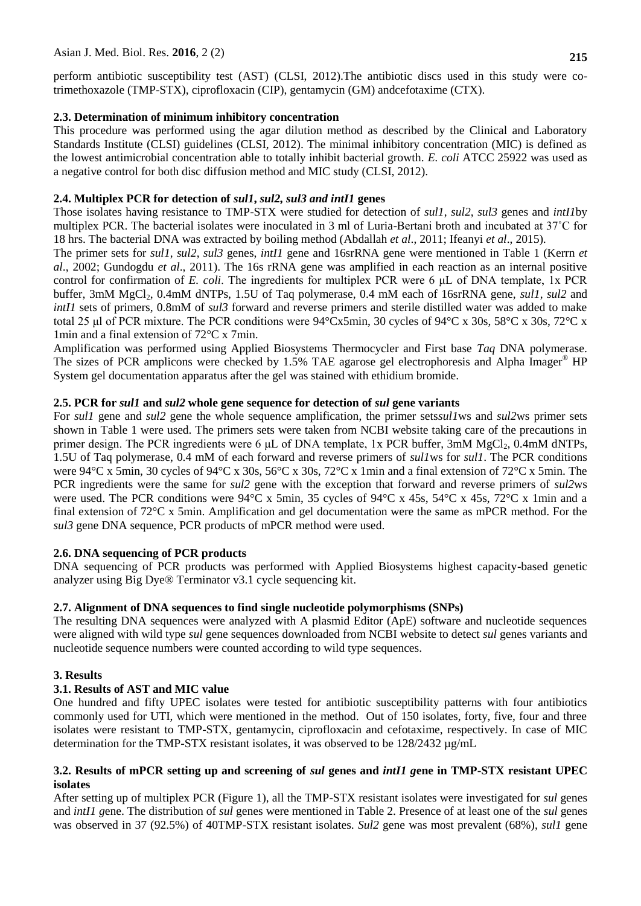perform antibiotic susceptibility test (AST) (CLSI, 2012).The antibiotic discs used in this study were co-trimethoxazole (TMP-STX), ciprofloxacin (CIP), gentamycin (GM) andcefotaxime (CTX).

### 2.3. Determination of minimum inhibitory concentration

This procedure was performed using the agar dilution method as described by the Clinical and Laboratory Standards Institute (CLSI) guidelines (CLSI, 2012). The minimal inhibitory concentration (MIC) is defined as the lowest antimicrobial concentration able to totally inhibit bacterial growth. *E. coli* ATCC 25922 was used as a negative control for both disc diffusion method and MIC study (CLSI, 2012).

### 2.4. Multiplex PCR for detection of *sul1*, *sul2*, *sul3 and intI1* genes

Those isolates having resistance to TMP-STX were studied for detection of *sul1*, *sul2*, *sul3* genes and *intI1*by multiplex PCR. The bacterial isolates were inoculated in 3 ml of Luria-Bertani broth and incubated at 37˚C for 18 hrs. The bacterial DNA was extracted by boiling method (Abdallah *et al*., 2011; Ifeanyi *et al*., 2015).

The primer sets for *sul1*, *sul2*, *sul3* genes, *intI1* gene and 16srRNA gene were mentioned in Table 1 (Kerrn *et al*., 2002; Gundogdu *et al*., 2011). The 16s rRNA gene was amplified in each reaction as an internal positive control for confirmation of *E. coli*. The ingredients for multiplex PCR were 6 μL of DNA template, 1x PCR buffer, 3mM $MgCl_2$, 0.4mM dNTPs, 1.5U of Taq polymerase, 0.4 mM each of 16srRNA gene, *sul1*, *sul2* and *intI1* sets of primers, 0.8mM of *sul3* forward and reverse primers and sterile distilled water was added to make total 25 µl of PCR mixture. The PCR conditions were 94°Cx5min, 30 cycles of 94°C x 30s, 58°C x 30s, 72°C x 1min and a final extension of 72°C x 7min.

Amplification was performed using Applied Biosystems Thermocycler and First base *Taq* DNA polymerase. The sizes of PCR amplicons were checked by 1.5% TAE agarose gel electrophoresis and Alpha Imager® HP System gel documentation apparatus after the gel was stained with ethidium bromide.

### 2.5. PCR for *sul1* and *sul2* whole gene sequence for detection of *sul* gene variants

For *sul1* gene and *sul2* gene the whole sequence amplification, the primer sets*sul1*ws and *sul2*ws primer sets shown in Table 1 were used. The primers sets were taken from NCBI website taking care of the precautions in primer design. The PCR ingredients were 6 μL of DNA template, 1x PCR buffer, 3mM $MgCl_2$, 0.4mM dNTPs, 1.5U of Taq polymerase, 0.4 mM of each forward and reverse primers of *sul1*ws for *sul1*. The PCR conditions were 94°C x 5min, 30 cycles of 94°C x 30s, 56°C x 30s, 72°C x 1min and a final extension of 72°C x 5min. The PCR ingredients were the same for *sul2* gene with the exception that forward and reverse primers of *sul2*ws were used. The PCR conditions were 94°C x 5min, 35 cycles of 94°C x 45s, 54°C x 45s, 72°C x 1min and a final extension of 72°C x 5min. Amplification and gel documentation were the same as mPCR method. For the *sul3* gene DNA sequence, PCR products of mPCR method were used.

### 2.6. DNA sequencing of PCR products

DNA sequencing of PCR products was performed with Applied Biosystems highest capacity-based genetic analyzer using Big Dye® Terminator v3.1 cycle sequencing kit.

### 2.7. Alignment of DNA sequences to find single nucleotide polymorphisms (SNPs)

The resulting DNA sequences were analyzed with A plasmid Editor (ApE) software and nucleotide sequences were aligned with wild type *sul* gene sequences downloaded from NCBI website to detect *sul* genes variants and nucleotide sequence numbers were counted according to wild type sequences.

## 3. Results

### 3.1. Results of AST and MIC value

One hundred and fifty UPEC isolates were tested for antibiotic susceptibility patterns with four antibiotics commonly used for UTI, which were mentioned in the method. Out of 150 isolates, forty, five, four and three isolates were resistant to TMP-STX, gentamycin, ciprofloxacin and cefotaxime, respectively. In case of MIC determination for the TMP-STX resistant isolates, it was observed to be 128/2432 µg/mL

### 3.2. Results of mPCR setting up and screening of *sul* genes and *intI1 g*ene in TMP-STX resistant UPEC isolates

After setting up of multiplex PCR (Figure 1), all the TMP-STX resistant isolates were investigated for *sul* genes and *intI1 g*ene. The distribution of *sul* genes were mentioned in Table 2. Presence of at least one of the *sul* genes was observed in 37 (92.5%) of 40TMP-STX resistant isolates. *Sul2* gene was most prevalent (68%), *sul1* gene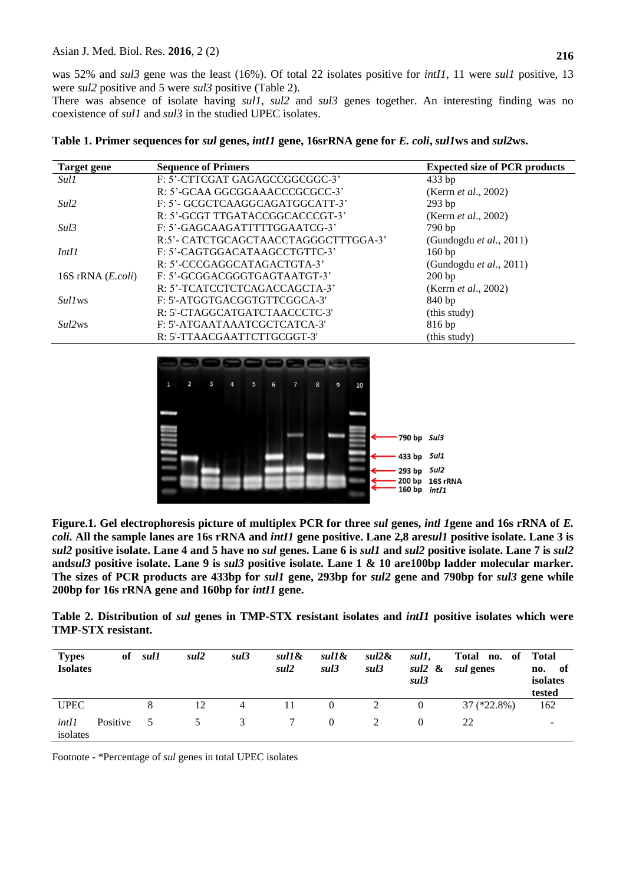was 52% and *sul3* gene was the least (16%). Of total 22 isolates positive for *intI1*, 11 were *sul1* positive, 13 were *sul2* positive and 5 were *sul3* positive (Table 2).

There was absence of isolate having *sul1*, *sul2* and *sul3* genes together. An interesting finding was no coexistence of *sul1* and *sul3* in the studied UPEC isolates.

**Table 1. Primer sequences for *sul* genes, *intI1* gene, 16srRNA gene for *E. coli*, *sul1*ws and *sul2*ws.**

| Target gene | Sequence of Primers | Expected size of PCR products |
|---|---|---|
| *Sul1* | F: 5'-CTTCGAT GAGAGCCGGCGGC-3' | 433 bp |
| | R: 5'-GCAA GGCGGAAACCCGCGCC-3' | (Kerrn *et al*., 2002) |
| *Sul2* | F: 5'- GCGCTCAAGGCAGATGGCATT-3' | 293 bp |
| | R: 5'-GCGT TTGATACCGGCACCCGT-3' | (Kerrn *et al*., 2002) |
| *Sul3* | F: 5'-GAGCAAGATTTTTGGAATCG-3' | 790 bp |
| | R:5'- CATCTGCAGCTAACCTAGGGCTTTGGA-3' | (Gundogdu *et al*., 2011) |
| *IntI1* | F: 5'-CAGTGGACATAAGCCTGTTC-3' | 160 bp |
| | R: 5'-CCCGAGGCATAGACTGTA-3' | (Gundogdu *et al*., 2011) |
| 16S rRNA (*E.coli*) | F: 5'-GCGGACGGGTGAGTAATGT-3' | 200 bp |
| | R: 5'-TCATCCTCTCAGACCAGCTA-3' | (Kerrn *et al*., 2002) |
| *Sul1*ws | F: 5'-ATGGTGACGGTGTTCGGCA-3' | 840 bp |
| | R: 5'-CTAGGCATGATCTAACCCTC-3' | (this study) |
| *Sul2*ws | F: 5'-ATGAATAAATCGCTCATCA-3' | 816 bp |
| | R: 5'-TTAACGAATTCTTGCGGT-3' | (this study) |

**Figure.1. Gel electrophoresis picture of multiplex PCR for three *sul* genes, *intl 1*gene and 16s rRNA of *E. coli.* All the sample lanes are 16s rRNA and *intI1* gene positive. Lane 2,8 are*sul1* positive isolate. Lane 3 is *sul2* positive isolate. Lane 4 and 5 have no *sul* genes. Lane 6 is *sul1* and *sul2* positive isolate. Lane 7 is *sul2* and*sul3* positive isolate. Lane 9 is *sul3* positive isolate. Lane 1 & 10 are100bp ladder molecular marker. The sizes of PCR products are 433bp for *sul1* gene, 293bp for *sul2* gene and 790bp for *sul3* gene while 200bp for 16s rRNA gene and 160bp for *intI1* gene.**

**Table 2. Distribution of *sul* genes in TMP-STX resistant isolates and *intI1* positive isolates which were TMP-STX resistant.**

| Types of Isolates | *sul1* | *sul2* | *sul3* | *sul1*& *sul2* | *sul1*& *sul3* | *sul2*& *sul3* | *sul1*, *sul2* & *sul3* | Total no. of *sul* genes | Total no. of isolates tested |
|---|---|---|---|---|---|---|---|---|---|
| UPEC | 8 | 12 | 4 | 11 | 0 | 2 | 0 | 37 (*22.8%) | 162 |
| *intI1* Positive isolates | 5 | 5 | 3 | 7 | 0 | 2 | 0 | 22 | - |

Footnote - *Percentage of *sul* genes in total UPEC isolates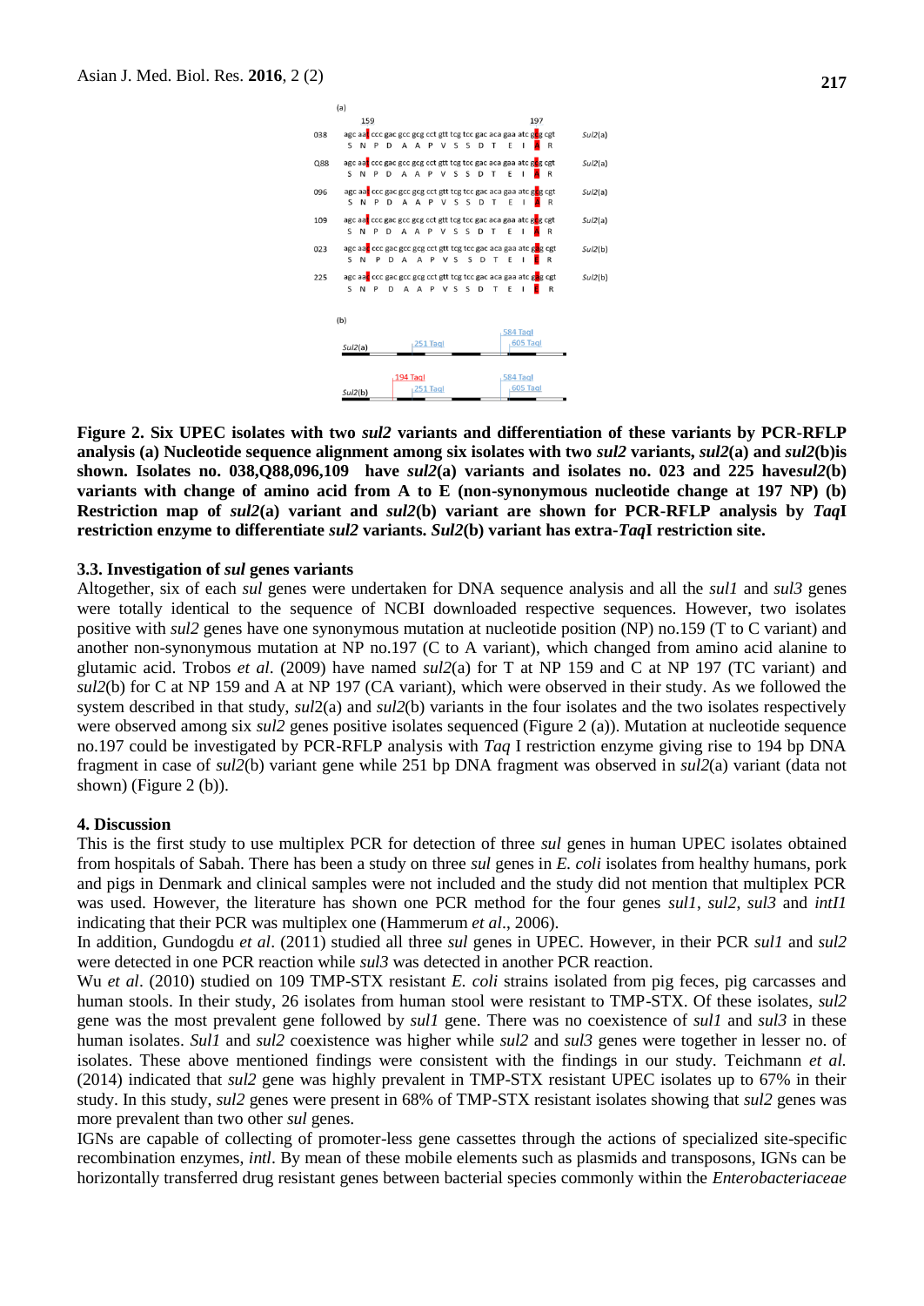**Figure 2. Six UPEC isolates with two *sul2* variants and differentiation of these variants by PCR-RFLP analysis (a) Nucleotide sequence alignment among six isolates with two *sul2* variants, *sul2*(a) and *sul2*(b)is shown. Isolates no. 038,Q88,096,109 have *sul2*(a) variants and isolates no. 023 and 225 have*sul2*(b) variants with change of amino acid from A to E (non-synonymous nucleotide change at 197 NP) (b) Restriction map of *sul2*(a) variant and *sul2*(b) variant are shown for PCR-RFLP analysis by *Taq*I restriction enzyme to differentiate *sul2* variants. *Sul2*(b) variant has extra-*Taq*I restriction site.**

### 3.3. Investigation of *sul* genes variants

Altogether, six of each *sul* genes were undertaken for DNA sequence analysis and all the *sul1* and *sul3* genes were totally identical to the sequence of NCBI downloaded respective sequences. However, two isolates positive with *sul2* genes have one synonymous mutation at nucleotide position (NP) no.159 (T to C variant) and another non-synonymous mutation at NP no.197 (C to A variant), which changed from amino acid alanine to glutamic acid. Trobos *et al*. (2009) have named *sul2*(a) for T at NP 159 and C at NP 197 (TC variant) and *sul2*(b) for C at NP 159 and A at NP 197 (CA variant), which were observed in their study. As we followed the system described in that study, *sul2*(a) and *sul2*(b) variants in the four isolates and the two isolates respectively were observed among six *sul2* genes positive isolates sequenced (Figure 2 (a)). Mutation at nucleotide sequence no.197 could be investigated by PCR-RFLP analysis with *Taq* I restriction enzyme giving rise to 194 bp DNA fragment in case of *sul2*(b) variant gene while 251 bp DNA fragment was observed in *sul2*(a) variant (data not shown) (Figure 2 (b)).

## 4. Discussion

This is the first study to use multiplex PCR for detection of three *sul* genes in human UPEC isolates obtained from hospitals of Sabah. There has been a study on three *sul* genes in *E. coli* isolates from healthy humans, pork and pigs in Denmark and clinical samples were not included and the study did not mention that multiplex PCR was used. However, the literature has shown one PCR method for the four genes *sul1*, *sul2*, *sul3* and *intI1* indicating that their PCR was multiplex one (Hammerum *et al*., 2006).

In addition, Gundogdu *et al*. (2011) studied all three *sul* genes in UPEC. However, in their PCR *sul1* and *sul2* were detected in one PCR reaction while *sul3* was detected in another PCR reaction.

Wu *et al*. (2010) studied on 109 TMP-STX resistant *E. coli* strains isolated from pig feces, pig carcasses and human stools. In their study, 26 isolates from human stool were resistant to TMP-STX. Of these isolates, *sul2* gene was the most prevalent gene followed by *sul1* gene. There was no coexistence of *sul1* and *sul3* in these human isolates. *Sul1* and *sul2* coexistence was higher while *sul2* and *sul3* genes were together in lesser no. of isolates. These above mentioned findings were consistent with the findings in our study. Teichmann *et al.* (2014) indicated that *sul2* gene was highly prevalent in TMP-STX resistant UPEC isolates up to 67% in their study. In this study, *sul2* genes were present in 68% of TMP-STX resistant isolates showing that *sul2* genes was more prevalent than two other *sul* genes.

IGNs are capable of collecting of promoter-less gene cassettes through the actions of specialized site-specific recombination enzymes, *intI*. By mean of these mobile elements such as plasmids and transposons, IGNs can be horizontally transferred drug resistant genes between bacterial species commonly within the *Enterobacteriaceae*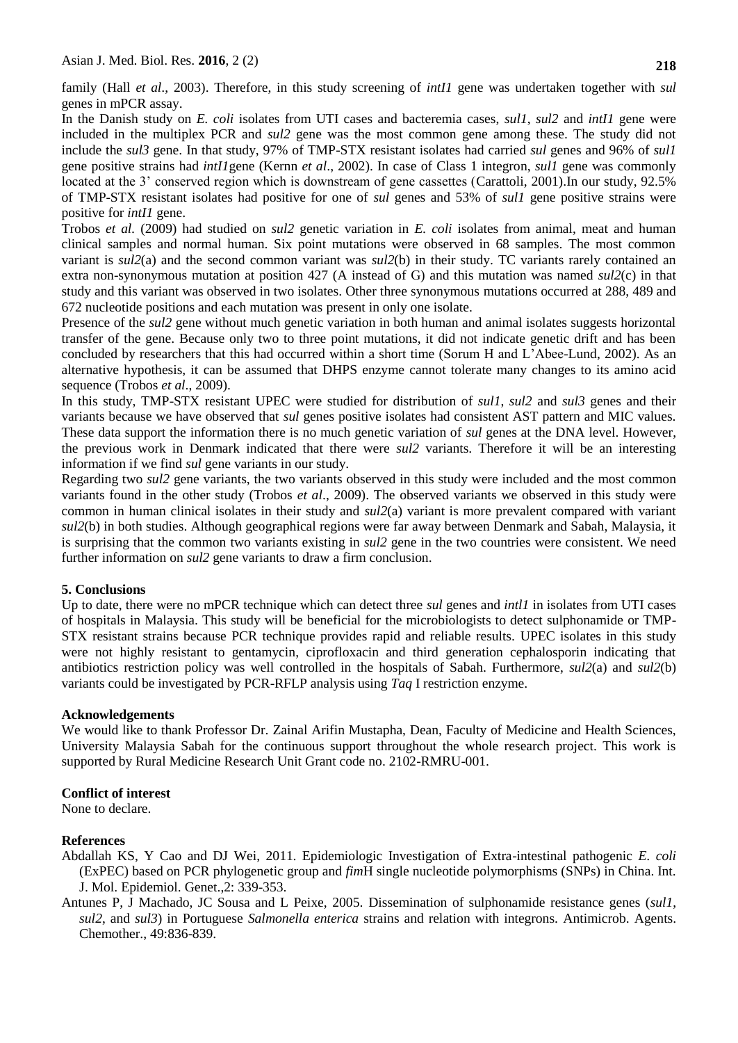family (Hall *et al*., 2003). Therefore, in this study screening of *intI1* gene was undertaken together with *sul* genes in mPCR assay.

In the Danish study on *E. coli* isolates from UTI cases and bacteremia cases, *sul1*, *sul2* and *intI1* gene were included in the multiplex PCR and *sul2* gene was the most common gene among these. The study did not include the *sul3* gene. In that study, 97% of TMP-STX resistant isolates had carried *sul* genes and 96% of *sul1* gene positive strains had *intI1*gene (Kernn *et al*., 2002). In case of Class 1 integron, *sul1* gene was commonly located at the 3' conserved region which is downstream of gene cassettes (Carattoli, 2001).In our study, 92.5% of TMP-STX resistant isolates had positive for one of *sul* genes and 53% of *sul1* gene positive strains were positive for *intI1* gene.

Trobos *et al*. (2009) had studied on *sul2* genetic variation in *E. coli* isolates from animal, meat and human clinical samples and normal human. Six point mutations were observed in 68 samples. The most common variant is *sul2*(a) and the second common variant was *sul2*(b) in their study. TC variants rarely contained an extra non-synonymous mutation at position 427 (A instead of G) and this mutation was named *sul2*(c) in that study and this variant was observed in two isolates. Other three synonymous mutations occurred at 288, 489 and 672 nucleotide positions and each mutation was present in only one isolate.

Presence of the *sul2* gene without much genetic variation in both human and animal isolates suggests horizontal transfer of the gene. Because only two to three point mutations, it did not indicate genetic drift and has been concluded by researchers that this had occurred within a short time (Sorum H and L'Abee-Lund, 2002). As an alternative hypothesis, it can be assumed that DHPS enzyme cannot tolerate many changes to its amino acid sequence (Trobos *et al*., 2009).

In this study, TMP-STX resistant UPEC were studied for distribution of *sul1, sul2* and *sul3* genes and their variants because we have observed that *sul* genes positive isolates had consistent AST pattern and MIC values. These data support the information there is no much genetic variation of *sul* genes at the DNA level. However, the previous work in Denmark indicated that there were *sul2* variants. Therefore it will be an interesting information if we find *sul* gene variants in our study.

Regarding two *sul2* gene variants, the two variants observed in this study were included and the most common variants found in the other study (Trobos *et al*., 2009). The observed variants we observed in this study were common in human clinical isolates in their study and *sul2*(a) variant is more prevalent compared with variant *sul2*(b) in both studies. Although geographical regions were far away between Denmark and Sabah, Malaysia, it is surprising that the common two variants existing in *sul2* gene in the two countries were consistent. We need further information on *sul2* gene variants to draw a firm conclusion.

## 5. Conclusions

Up to date, there were no mPCR technique which can detect three *sul* genes and *intl1* in isolates from UTI cases of hospitals in Malaysia. This study will be beneficial for the microbiologists to detect sulphonamide or TMP-STX resistant strains because PCR technique provides rapid and reliable results. UPEC isolates in this study were not highly resistant to gentamycin, ciprofloxacin and third generation cephalosporin indicating that antibiotics restriction policy was well controlled in the hospitals of Sabah. Furthermore, *sul2*(a) and *sul2*(b) variants could be investigated by PCR-RFLP analysis using *Taq* I restriction enzyme.

### Acknowledgements

We would like to thank Professor Dr. Zainal Arifin Mustapha, Dean, Faculty of Medicine and Health Sciences, University Malaysia Sabah for the continuous support throughout the whole research project. This work is supported by Rural Medicine Research Unit Grant code no. 2102-RMRU-001.

### Conflict of interest

None to declare.

### References

Abdallah KS, Y Cao and DJ Wei, 2011. Epidemiologic Investigation of Extra-intestinal pathogenic *E. coli* (ExPEC) based on PCR phylogenetic group and *fim*H single nucleotide polymorphisms (SNPs) in China. Int. J. Mol. Epidemiol. Genet.,2: 339-353.

Antunes P, J Machado, JC Sousa and L Peixe, 2005. Dissemination of sulphonamide resistance genes (*sul1*, *sul2*, and *sul3*) in Portuguese *Salmonella enterica* strains and relation with integrons. Antimicrob. Agents. Chemother., 49:836-839.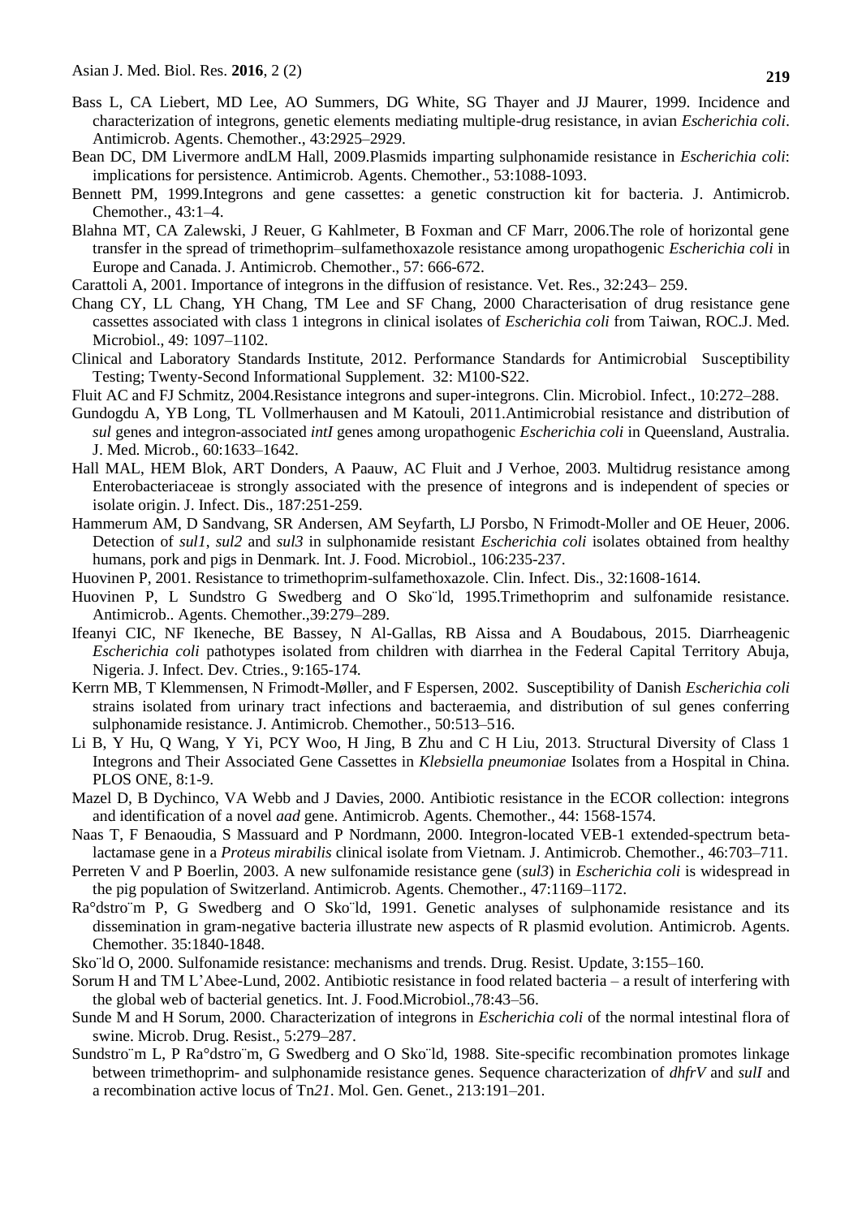Bass L, CA Liebert, MD Lee, AO Summers, DG White, SG Thayer and JJ Maurer, 1999. Incidence and characterization of integrons, genetic elements mediating multiple-drug resistance, in avian *Escherichia coli*. Antimicrob. Agents. Chemother., 43:2925–2929.

Bean DC, DM Livermore andLM Hall, 2009.Plasmids imparting sulphonamide resistance in *Escherichia coli*: implications for persistence. Antimicrob. Agents. Chemother., 53:1088-1093.

Bennett PM, 1999.Integrons and gene cassettes: a genetic construction kit for bacteria. J. Antimicrob. Chemother., 43:1–4.

Blahna MT, CA Zalewski, J Reuer, G Kahlmeter, B Foxman and CF Marr, 2006.The role of horizontal gene transfer in the spread of trimethoprim–sulfamethoxazole resistance among uropathogenic *Escherichia coli* in Europe and Canada. J. Antimicrob. Chemother., 57: 666-672.

Carattoli A, 2001. Importance of integrons in the diffusion of resistance. Vet. Res., 32:243– 259.

Chang CY, LL Chang, YH Chang, TM Lee and SF Chang, 2000 Characterisation of drug resistance gene cassettes associated with class 1 integrons in clinical isolates of *Escherichia coli* from Taiwan, ROC.J. Med. Microbiol., 49: 1097–1102.

Clinical and Laboratory Standards Institute, 2012. Performance Standards for Antimicrobial Susceptibility Testing; Twenty-Second Informational Supplement. 32: M100-S22.

Fluit AC and FJ Schmitz, 2004.Resistance integrons and super-integrons. Clin. Microbiol. Infect., 10:272–288.

Gundogdu A, YB Long, TL Vollmerhausen and M Katouli, 2011.Antimicrobial resistance and distribution of *sul* genes and integron-associated *intI* genes among uropathogenic *Escherichia coli* in Queensland, Australia. J. Med. Microb., 60:1633–1642.

Hall MAL, HEM Blok, ART Donders, A Paauw, AC Fluit and J Verhoe, 2003. Multidrug resistance among Enterobacteriaceae is strongly associated with the presence of integrons and is independent of species or isolate origin. J. Infect. Dis., 187:251-259.

Hammerum AM, D Sandvang, SR Andersen, AM Seyfarth, LJ Porsbo, N Frimodt-Moller and OE Heuer, 2006. Detection of *sul1*, *sul2* and *sul3* in sulphonamide resistant *Escherichia coli* isolates obtained from healthy humans, pork and pigs in Denmark. Int. J. Food. Microbiol., 106:235-237.

Huovinen P, 2001. Resistance to trimethoprim-sulfamethoxazole. Clin. Infect. Dis., 32:1608-1614.

Huovinen P, L Sundstro G Swedberg and O Sko¨ld, 1995.Trimethoprim and sulfonamide resistance. Antimicrob.. Agents. Chemother.,39:279–289.

Ifeanyi CIC, NF Ikeneche, BE Bassey, N Al-Gallas, RB Aissa and A Boudabous, 2015. Diarrheagenic *Escherichia coli* pathotypes isolated from children with diarrhea in the Federal Capital Territory Abuja, Nigeria. J. Infect. Dev. Ctries., 9:165-174.

Kerrn MB, T Klemmensen, N Frimodt-Møller, and F Espersen, 2002. Susceptibility of Danish *Escherichia coli* strains isolated from urinary tract infections and bacteraemia, and distribution of sul genes conferring sulphonamide resistance. J. Antimicrob. Chemother., 50:513–516.

Li B, Y Hu, Q Wang, Y Yi, PCY Woo, H Jing, B Zhu and C H Liu, 2013. Structural Diversity of Class 1 Integrons and Their Associated Gene Cassettes in *Klebsiella pneumoniae* Isolates from a Hospital in China. PLOS ONE, 8:1-9.

Mazel D, B Dychinco, VA Webb and J Davies, 2000. Antibiotic resistance in the ECOR collection: integrons and identification of a novel *aad* gene. Antimicrob. Agents. Chemother., 44: 1568-1574.

Naas T, F Benaoudia, S Massuard and P Nordmann, 2000. Integron-located VEB-1 extended-spectrum beta-lactamase gene in a *Proteus mirabilis* clinical isolate from Vietnam. J. Antimicrob. Chemother., 46:703–711.

Perreten V and P Boerlin, 2003. A new sulfonamide resistance gene (*sul3*) in *Escherichia coli* is widespread in the pig population of Switzerland. Antimicrob. Agents. Chemother., 47:1169–1172.

Ra°dstro¨m P, G Swedberg and O Sko¨ld, 1991. Genetic analyses of sulphonamide resistance and its dissemination in gram-negative bacteria illustrate new aspects of R plasmid evolution. Antimicrob. Agents. Chemother. 35:1840-1848.

Sko¨ld O, 2000. Sulfonamide resistance: mechanisms and trends. Drug. Resist. Update, 3:155–160.

Sorum H and TM L'Abee-Lund, 2002. Antibiotic resistance in food related bacteria – a result of interfering with the global web of bacterial genetics. Int. J. Food.Microbiol.,78:43–56.

Sunde M and H Sorum, 2000. Characterization of integrons in *Escherichia coli* of the normal intestinal flora of swine. Microb. Drug. Resist., 5:279–287.

Sundstro¨m L, P Ra°dstro¨m, G Swedberg and O Sko¨ld, 1988. Site-specific recombination promotes linkage between trimethoprim- and sulphonamide resistance genes. Sequence characterization of *dhfrV* and *sulI* and a recombination active locus of Tn*21*. Mol. Gen. Genet., 213:191–201.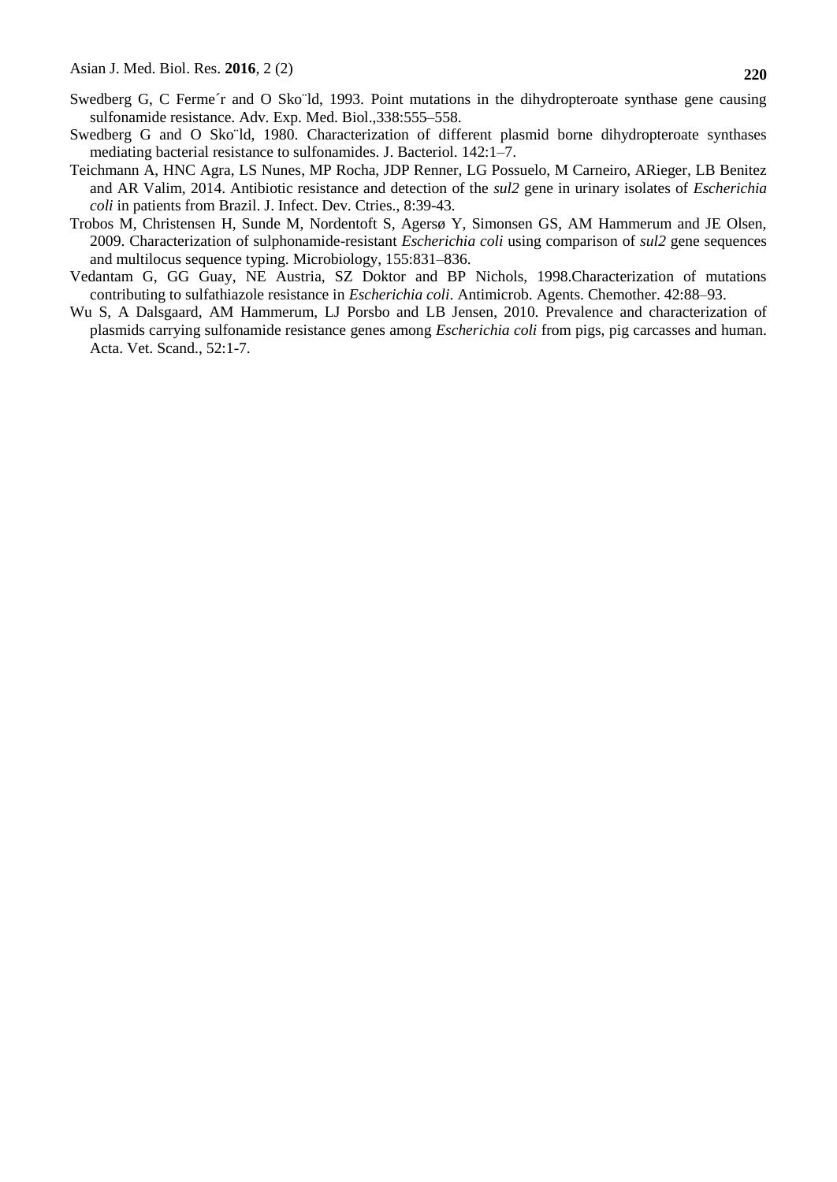Swedberg G, C Ferme´r and O Sko¨ld, 1993. Point mutations in the dihydropteroate synthase gene causing sulfonamide resistance. Adv. Exp. Med. Biol.,338:555–558.

Swedberg G and O Sko¨ld, 1980. Characterization of different plasmid borne dihydropteroate synthases mediating bacterial resistance to sulfonamides. J. Bacteriol. 142:1–7.

Teichmann A, HNC Agra, LS Nunes, MP Rocha, JDP Renner, LG Possuelo, M Carneiro, ARieger, LB Benitez and AR Valim, 2014. Antibiotic resistance and detection of the *sul2* gene in urinary isolates of *Escherichia coli* in patients from Brazil. J. Infect. Dev. Ctries., 8:39-43.

Trobos M, Christensen H, Sunde M, Nordentoft S, Agersø Y, Simonsen GS, AM Hammerum and JE Olsen, 2009. Characterization of sulphonamide-resistant *Escherichia coli* using comparison of *sul2* gene sequences and multilocus sequence typing. Microbiology, 155:831–836.

Vedantam G, GG Guay, NE Austria, SZ Doktor and BP Nichols, 1998.Characterization of mutations contributing to sulfathiazole resistance in *Escherichia coli*. Antimicrob. Agents. Chemother. 42:88–93.

Wu S, A Dalsgaard, AM Hammerum, LJ Porsbo and LB Jensen, 2010. Prevalence and characterization of plasmids carrying sulfonamide resistance genes among *Escherichia coli* from pigs, pig carcasses and human. Acta. Vet. Scand., 52:1-7.